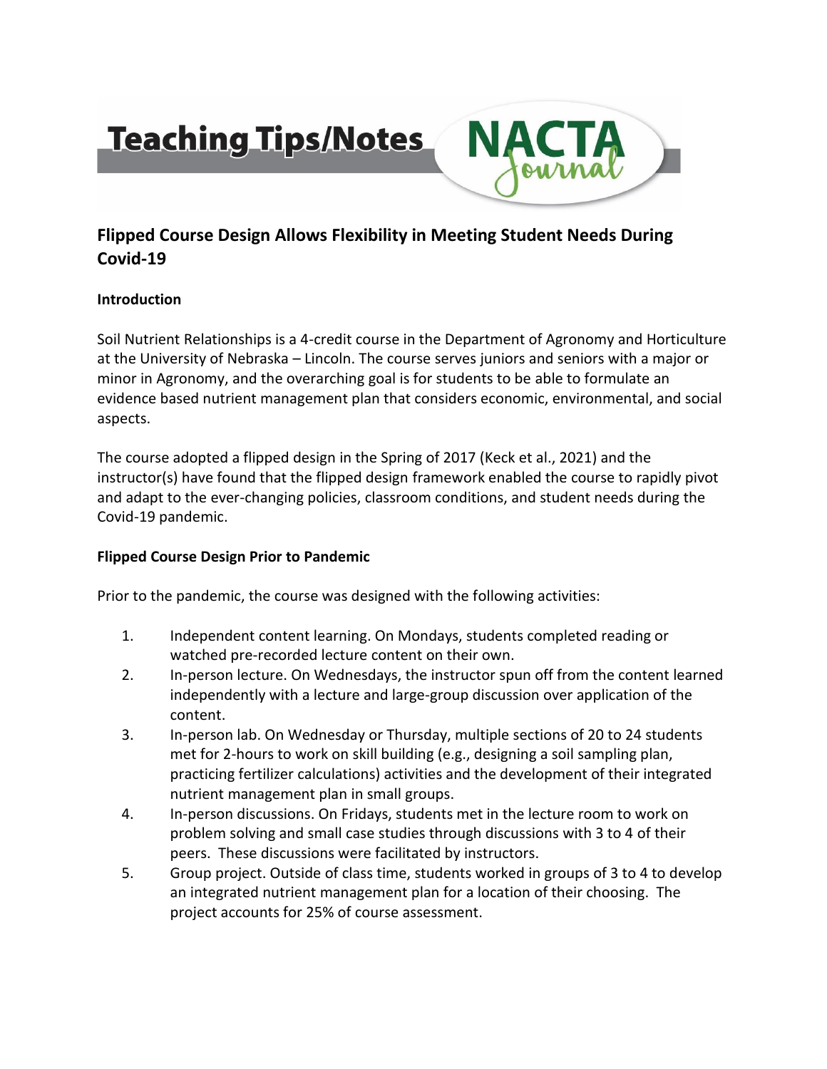Teaching Tips/Notes

# Flipped Course Design Allows Flexibility in Meeting Student Needs During Covid-19

## Introduction

Soil Nutrient Relationships is a 4-credit course in the Department of Agronomy and Horticulture at the University of Nebraska – Lincoln. The course serves juniors and seniors with a major or minor in Agronomy, and the overarching goal is for students to be able to formulate an evidence based nutrient management plan that considers economic, environmental, and social aspects.

The course adopted a flipped design in the Spring of 2017 (Keck et al., 2021) and the instructor(s) have found that the flipped design framework enabled the course to rapidly pivot and adapt to the ever-changing policies, classroom conditions, and student needs during the Covid-19 pandemic.

## Flipped Course Design Prior to Pandemic

Prior to the pandemic, the course was designed with the following activities:

1. Independent content learning. On Mondays, students completed reading or watched pre-recorded lecture content on their own.
2. In-person lecture. On Wednesdays, the instructor spun off from the content learned independently with a lecture and large-group discussion over application of the content.
3. In-person lab. On Wednesday or Thursday, multiple sections of 20 to 24 students met for 2-hours to work on skill building (e.g., designing a soil sampling plan, practicing fertilizer calculations) activities and the development of their integrated nutrient management plan in small groups.
4. In-person discussions. On Fridays, students met in the lecture room to work on problem solving and small case studies through discussions with 3 to 4 of their peers. These discussions were facilitated by instructors.
5. Group project. Outside of class time, students worked in groups of 3 to 4 to develop an integrated nutrient management plan for a location of their choosing. The project accounts for 25% of course assessment.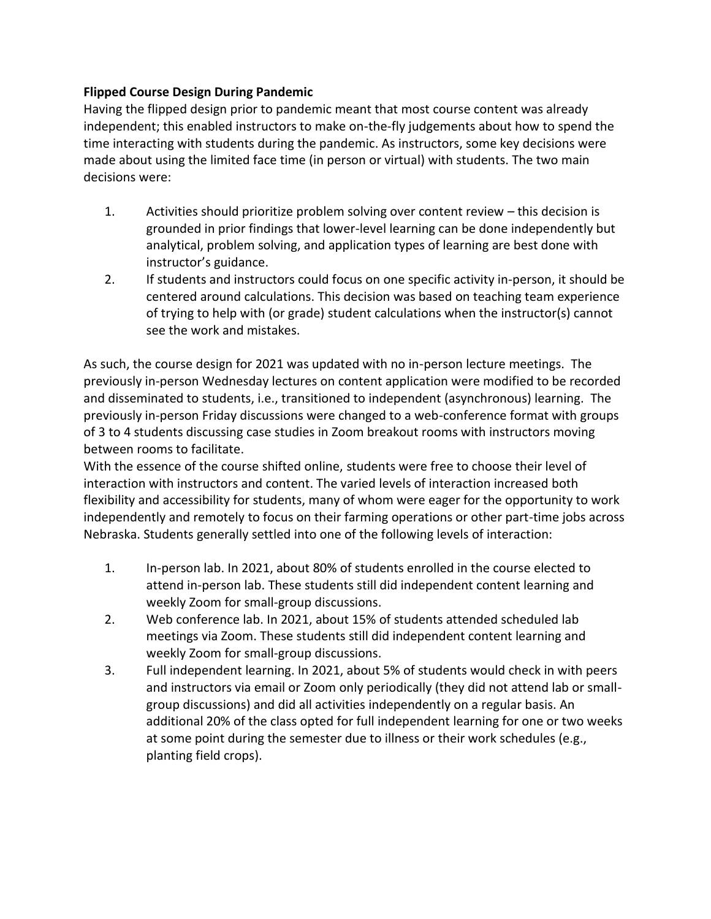**Flipped Course Design During Pandemic**

Having the flipped design prior to pandemic meant that most course content was already independent; this enabled instructors to make on-the-fly judgements about how to spend the time interacting with students during the pandemic. As instructors, some key decisions were made about using the limited face time (in person or virtual) with students. The two main decisions were:

1. Activities should prioritize problem solving over content review – this decision is grounded in prior findings that lower-level learning can be done independently but analytical, problem solving, and application types of learning are best done with instructor's guidance.
2. If students and instructors could focus on one specific activity in-person, it should be centered around calculations. This decision was based on teaching team experience of trying to help with (or grade) student calculations when the instructor(s) cannot see the work and mistakes.

As such, the course design for 2021 was updated with no in-person lecture meetings. The previously in-person Wednesday lectures on content application were modified to be recorded and disseminated to students, i.e., transitioned to independent (asynchronous) learning. The previously in-person Friday discussions were changed to a web-conference format with groups of 3 to 4 students discussing case studies in Zoom breakout rooms with instructors moving between rooms to facilitate.

With the essence of the course shifted online, students were free to choose their level of interaction with instructors and content. The varied levels of interaction increased both flexibility and accessibility for students, many of whom were eager for the opportunity to work independently and remotely to focus on their farming operations or other part-time jobs across Nebraska. Students generally settled into one of the following levels of interaction:

1. In-person lab. In 2021, about 80% of students enrolled in the course elected to attend in-person lab. These students still did independent content learning and weekly Zoom for small-group discussions.
2. Web conference lab. In 2021, about 15% of students attended scheduled lab meetings via Zoom. These students still did independent content learning and weekly Zoom for small-group discussions.
3. Full independent learning. In 2021, about 5% of students would check in with peers and instructors via email or Zoom only periodically (they did not attend lab or small-group discussions) and did all activities independently on a regular basis. An additional 20% of the class opted for full independent learning for one or two weeks at some point during the semester due to illness or their work schedules (e.g., planting field crops).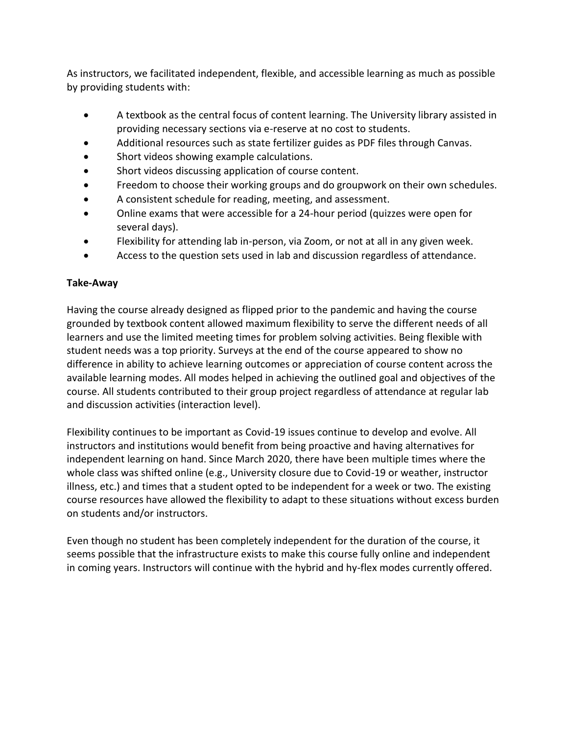As instructors, we facilitated independent, flexible, and accessible learning as much as possible by providing students with:

- A textbook as the central focus of content learning. The University library assisted in providing necessary sections via e-reserve at no cost to students.
- Additional resources such as state fertilizer guides as PDF files through Canvas.
- Short videos showing example calculations.
- Short videos discussing application of course content.
- Freedom to choose their working groups and do groupwork on their own schedules.
- A consistent schedule for reading, meeting, and assessment.
- Online exams that were accessible for a 24-hour period (quizzes were open for several days).
- Flexibility for attending lab in-person, via Zoom, or not at all in any given week.
- Access to the question sets used in lab and discussion regardless of attendance.

**Take-Away**

Having the course already designed as flipped prior to the pandemic and having the course grounded by textbook content allowed maximum flexibility to serve the different needs of all learners and use the limited meeting times for problem solving activities. Being flexible with student needs was a top priority. Surveys at the end of the course appeared to show no difference in ability to achieve learning outcomes or appreciation of course content across the available learning modes. All modes helped in achieving the outlined goal and objectives of the course. All students contributed to their group project regardless of attendance at regular lab and discussion activities (interaction level).

Flexibility continues to be important as Covid-19 issues continue to develop and evolve. All instructors and institutions would benefit from being proactive and having alternatives for independent learning on hand. Since March 2020, there have been multiple times where the whole class was shifted online (e.g., University closure due to Covid-19 or weather, instructor illness, etc.) and times that a student opted to be independent for a week or two. The existing course resources have allowed the flexibility to adapt to these situations without excess burden on students and/or instructors.

Even though no student has been completely independent for the duration of the course, it seems possible that the infrastructure exists to make this course fully online and independent in coming years. Instructors will continue with the hybrid and hy-flex modes currently offered.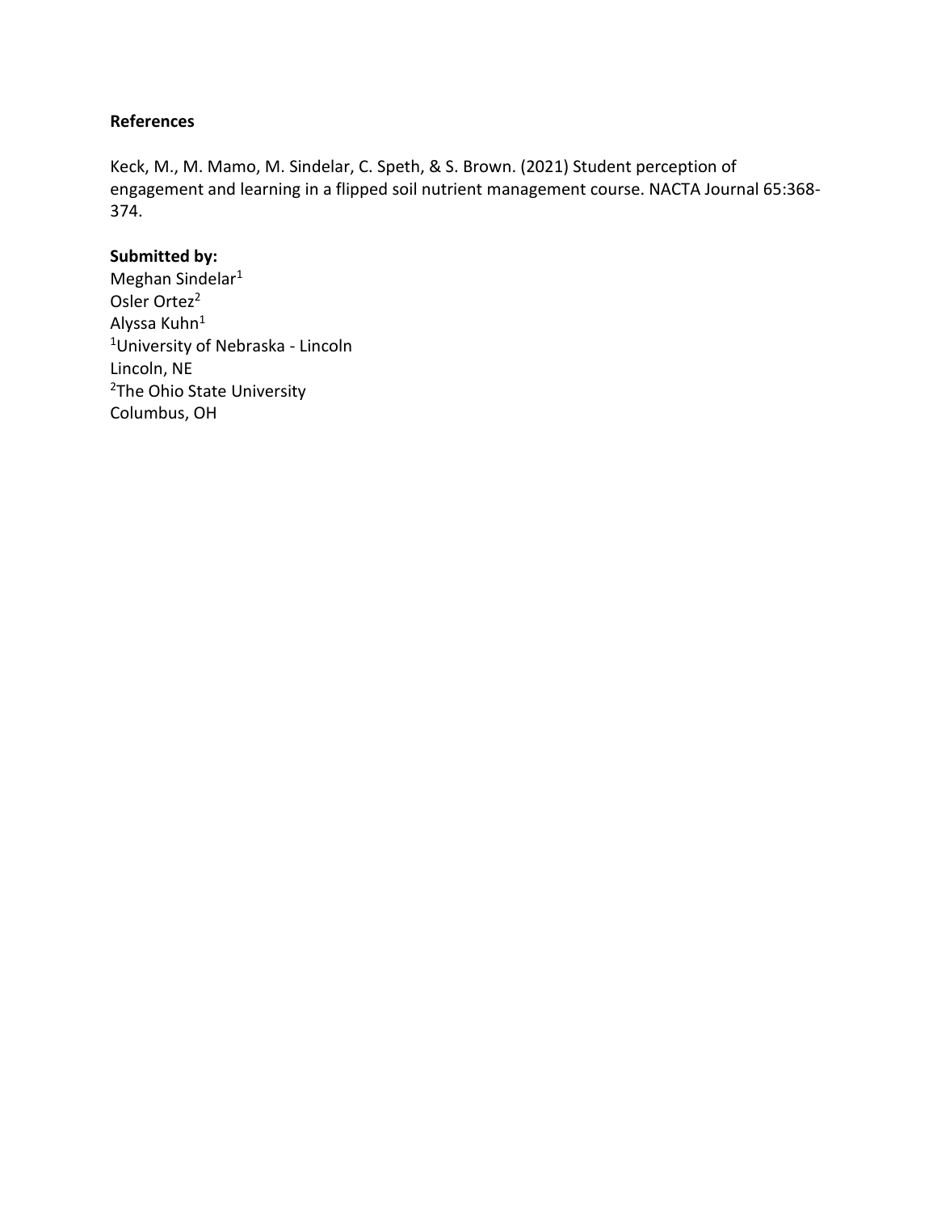**References**

Keck, M., M. Mamo, M. Sindelar, C. Speth, & S. Brown. (2021) Student perception of engagement and learning in a flipped soil nutrient management course. NACTA Journal 65:368-374.

**Submitted by:**

Meghan Sindelar[1]
Osler Ortez[2]
Alyssa Kuhn[1]
[1]University of Nebraska - Lincoln
Lincoln, NE
[2]The Ohio State University
Columbus, OH